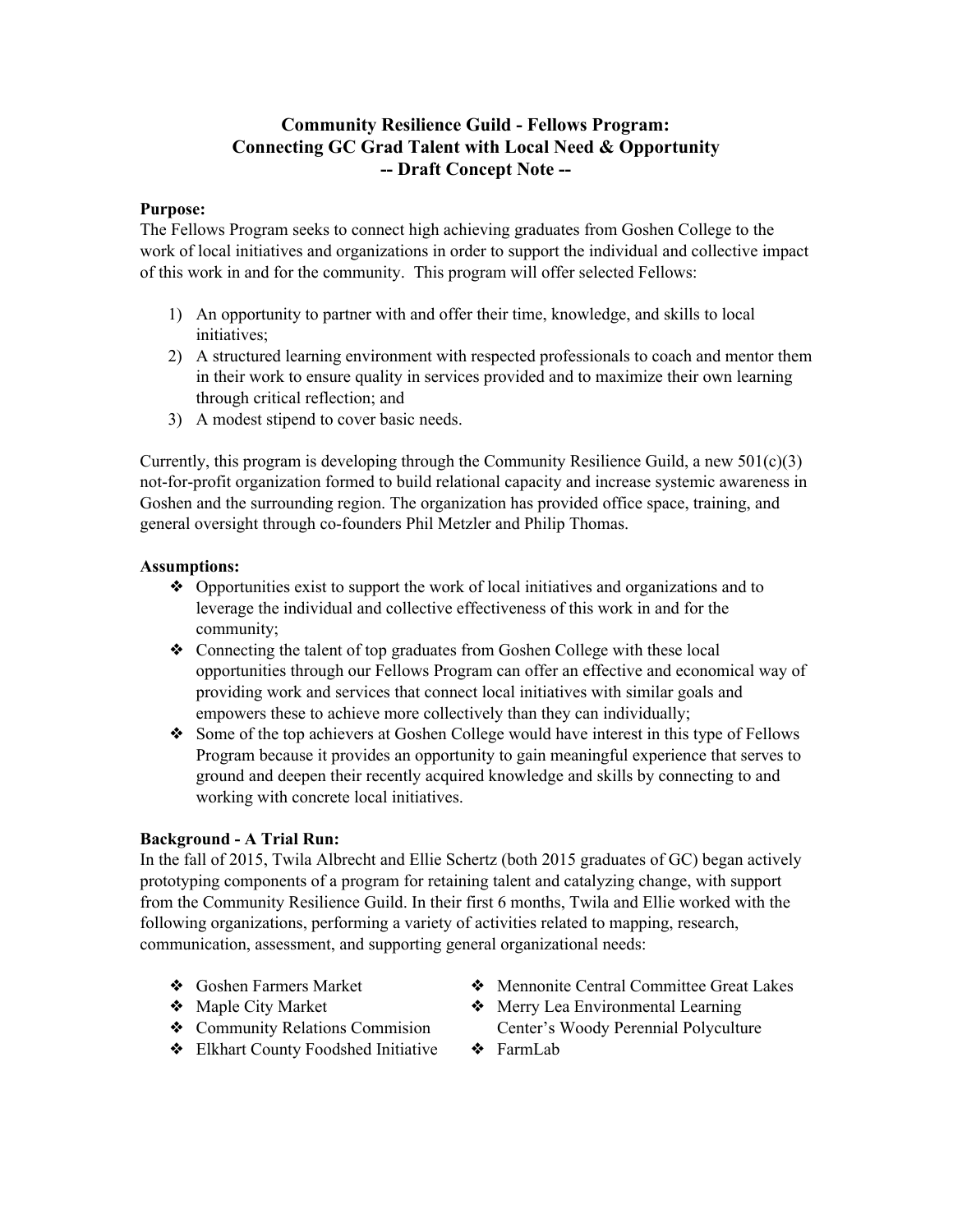# Community Resilience Guild - Fellows Program:
# Connecting GC Grad Talent with Local Need & Opportunity
# -- Draft Concept Note --

**Purpose:**

The Fellows Program seeks to connect high achieving graduates from Goshen College to the work of local initiatives and organizations in order to support the individual and collective impact of this work in and for the community. This program will offer selected Fellows:

1) An opportunity to partner with and offer their time, knowledge, and skills to local initiatives;
2) A structured learning environment with respected professionals to coach and mentor them in their work to ensure quality in services provided and to maximize their own learning through critical reflection; and
3) A modest stipend to cover basic needs.

Currently, this program is developing through the Community Resilience Guild, a new 501(c)(3) not-for-profit organization formed to build relational capacity and increase systemic awareness in Goshen and the surrounding region. The organization has provided office space, training, and general oversight through co-founders Phil Metzler and Philip Thomas.

**Assumptions:**

- Opportunities exist to support the work of local initiatives and organizations and to leverage the individual and collective effectiveness of this work in and for the community;
- Connecting the talent of top graduates from Goshen College with these local opportunities through our Fellows Program can offer an effective and economical way of providing work and services that connect local initiatives with similar goals and empowers these to achieve more collectively than they can individually;
- Some of the top achievers at Goshen College would have interest in this type of Fellows Program because it provides an opportunity to gain meaningful experience that serves to ground and deepen their recently acquired knowledge and skills by connecting to and working with concrete local initiatives.

**Background - A Trial Run:**

In the fall of 2015, Twila Albrecht and Ellie Schertz (both 2015 graduates of GC) began actively prototyping components of a program for retaining talent and catalyzing change, with support from the Community Resilience Guild. In their first 6 months, Twila and Ellie worked with the following organizations, performing a variety of activities related to mapping, research, communication, assessment, and supporting general organizational needs:

- Goshen Farmers Market
- Maple City Market
- Community Relations Commision
- Elkhart County Foodshed Initiative
- Mennonite Central Committee Great Lakes
- Merry Lea Environmental Learning Center's Woody Perennial Polyculture
- FarmLab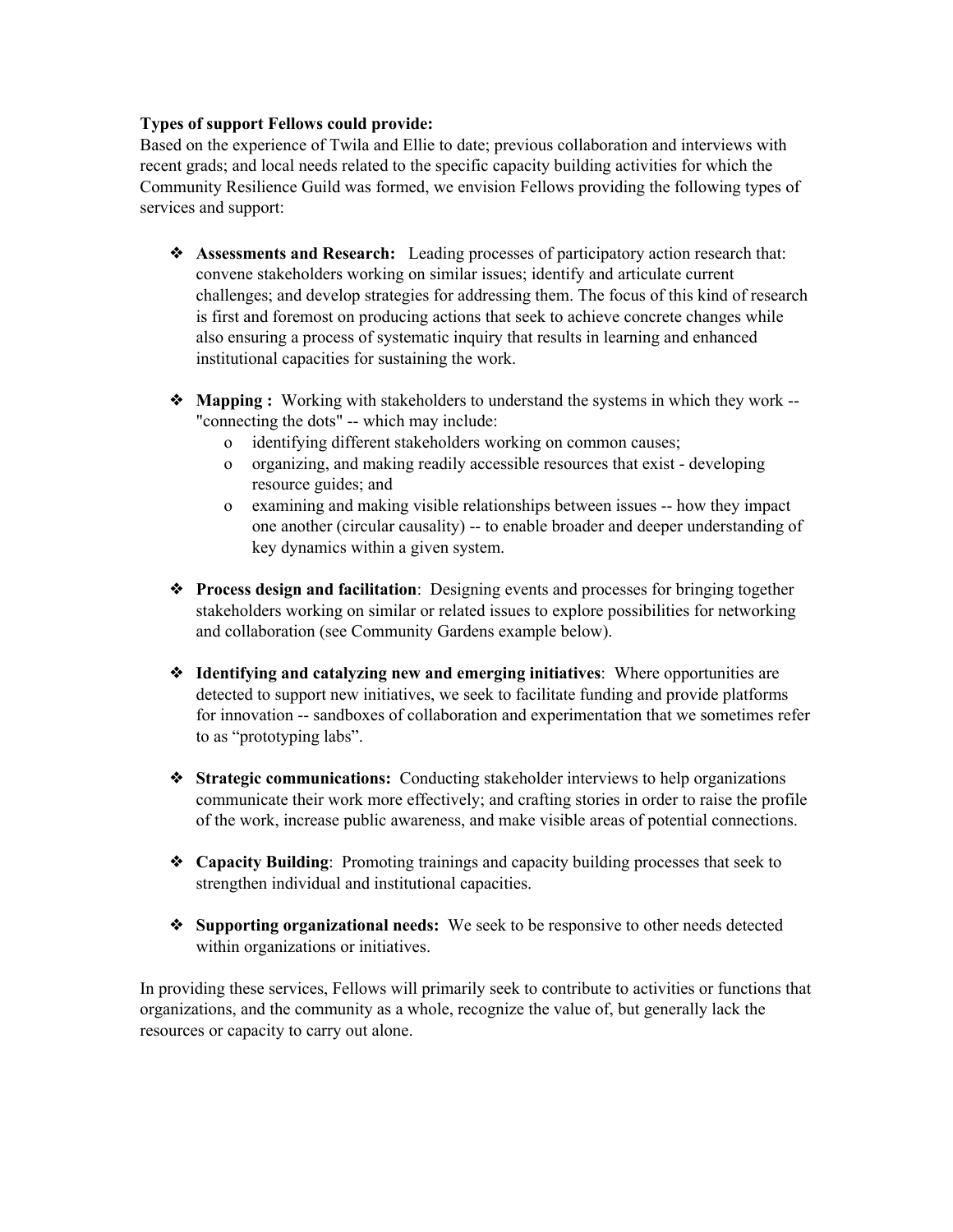**Types of support Fellows could provide:**
Based on the experience of Twila and Ellie to date; previous collaboration and interviews with recent grads; and local needs related to the specific capacity building activities for which the Community Resilience Guild was formed, we envision Fellows providing the following types of services and support:

- **Assessments and Research:** Leading processes of participatory action research that: convene stakeholders working on similar issues; identify and articulate current challenges; and develop strategies for addressing them. The focus of this kind of research is first and foremost on producing actions that seek to achieve concrete changes while also ensuring a process of systematic inquiry that results in learning and enhanced institutional capacities for sustaining the work.

- **Mapping :** Working with stakeholders to understand the systems in which they work -- "connecting the dots" -- which may include:
  - identifying different stakeholders working on common causes;
  - organizing, and making readily accessible resources that exist - developing resource guides; and
  - examining and making visible relationships between issues -- how they impact one another (circular causality) -- to enable broader and deeper understanding of key dynamics within a given system.

- **Process design and facilitation**: Designing events and processes for bringing together stakeholders working on similar or related issues to explore possibilities for networking and collaboration (see Community Gardens example below).

- **Identifying and catalyzing new and emerging initiatives**: Where opportunities are detected to support new initiatives, we seek to facilitate funding and provide platforms for innovation -- sandboxes of collaboration and experimentation that we sometimes refer to as "prototyping labs".

- **Strategic communications:** Conducting stakeholder interviews to help organizations communicate their work more effectively; and crafting stories in order to raise the profile of the work, increase public awareness, and make visible areas of potential connections.

- **Capacity Building**: Promoting trainings and capacity building processes that seek to strengthen individual and institutional capacities.

- **Supporting organizational needs:** We seek to be responsive to other needs detected within organizations or initiatives.

In providing these services, Fellows will primarily seek to contribute to activities or functions that organizations, and the community as a whole, recognize the value of, but generally lack the resources or capacity to carry out alone.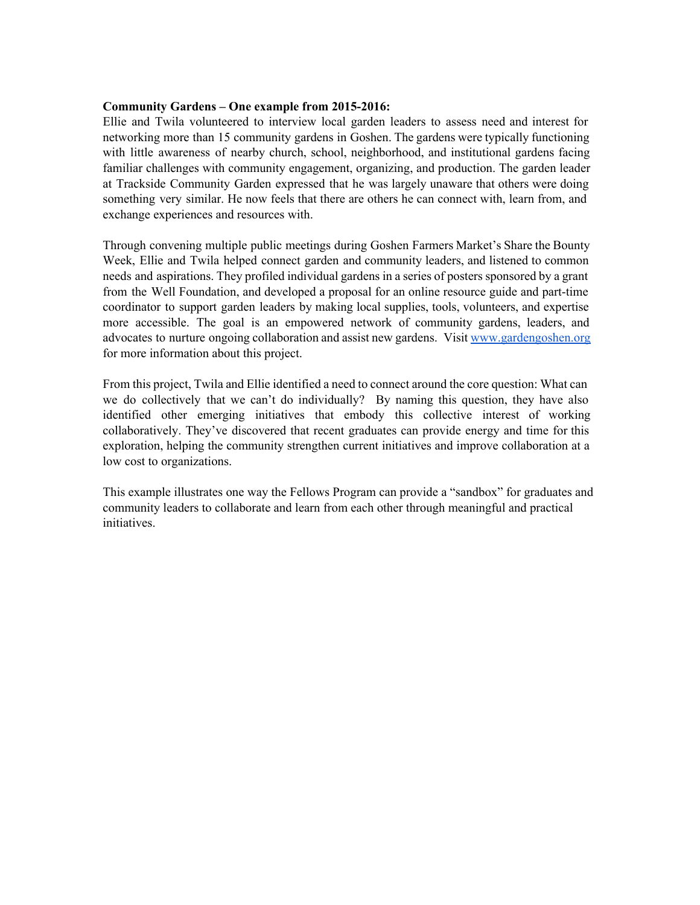**Community Gardens – One example from 2015-2016:**

Ellie and Twila volunteered to interview local garden leaders to assess need and interest for networking more than 15 community gardens in Goshen. The gardens were typically functioning with little awareness of nearby church, school, neighborhood, and institutional gardens facing familiar challenges with community engagement, organizing, and production. The garden leader at Trackside Community Garden expressed that he was largely unaware that others were doing something very similar. He now feels that there are others he can connect with, learn from, and exchange experiences and resources with.

Through convening multiple public meetings during Goshen Farmers Market's Share the Bounty Week, Ellie and Twila helped connect garden and community leaders, and listened to common needs and aspirations. They profiled individual gardens in a series of posters sponsored by a grant from the Well Foundation, and developed a proposal for an online resource guide and part-time coordinator to support garden leaders by making local supplies, tools, volunteers, and expertise more accessible. The goal is an empowered network of community gardens, leaders, and advocates to nurture ongoing collaboration and assist new gardens. Visit [www.gardengoshen.org](http://www.gardengoshen.org) for more information about this project.

From this project, Twila and Ellie identified a need to connect around the core question: What can we do collectively that we can't do individually? By naming this question, they have also identified other emerging initiatives that embody this collective interest of working collaboratively. They've discovered that recent graduates can provide energy and time for this exploration, helping the community strengthen current initiatives and improve collaboration at a low cost to organizations.

This example illustrates one way the Fellows Program can provide a "sandbox" for graduates and community leaders to collaborate and learn from each other through meaningful and practical initiatives.